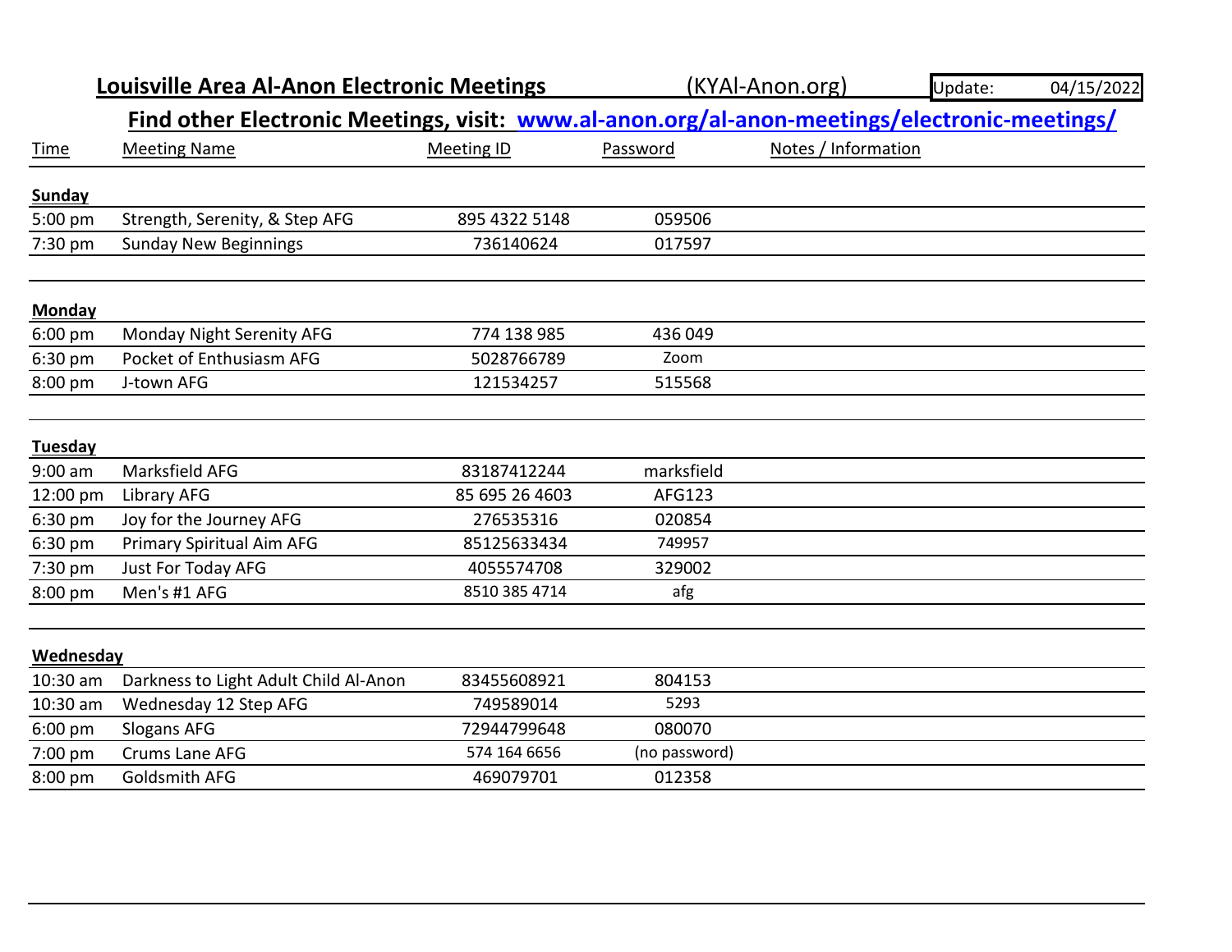**Louisville Area Al-Anon Electronic Meetings** (KYAl-Anon.org) Update: 04/15/2022

**Find other Electronic Meetings, visit: www.al-anon.org/al-anon-meetings/electronic-meetings/**

| Time | Meeting Name | Meeting ID | Password | Notes / Information |
|---|---|---|---|---|
| **Sunday** | | | | |
| 5:00 pm | Strength, Serenity, & Step AFG | 895 4322 5148 | 059506 | |
| 7:30 pm | Sunday New Beginnings | 736140624 | 017597 | |
| **Monday** | | | | |
| 6:00 pm | Monday Night Serenity AFG | 774 138 985 | 436 049 | |
| 6:30 pm | Pocket of Enthusiasm AFG | 5028766789 | Zoom | |
| 8:00 pm | J-town AFG | 121534257 | 515568 | |
| **Tuesday** | | | | |
| 9:00 am | Marksfield AFG | 83187412244 | marksfield | |
| 12:00 pm | Library AFG | 85 695 26 4603 | AFG123 | |
| 6:30 pm | Joy for the Journey AFG | 276535316 | 020854 | |
| 6:30 pm | Primary Spiritual Aim AFG | 85125633434 | 749957 | |
| 7:30 pm | Just For Today AFG | 4055574708 | 329002 | |
| 8:00 pm | Men's #1 AFG | 8510 385 4714 | afg | |
| **Wednesday** | | | | |
| 10:30 am | Darkness to Light Adult Child Al-Anon | 83455608921 | 804153 | |
| 10:30 am | Wednesday 12 Step AFG | 749589014 | 5293 | |
| 6:00 pm | Slogans AFG | 72944799648 | 080070 | |
| 7:00 pm | Crums Lane AFG | 574 164 6656 | (no password) | |
| 8:00 pm | Goldsmith AFG | 469079701 | 012358 | |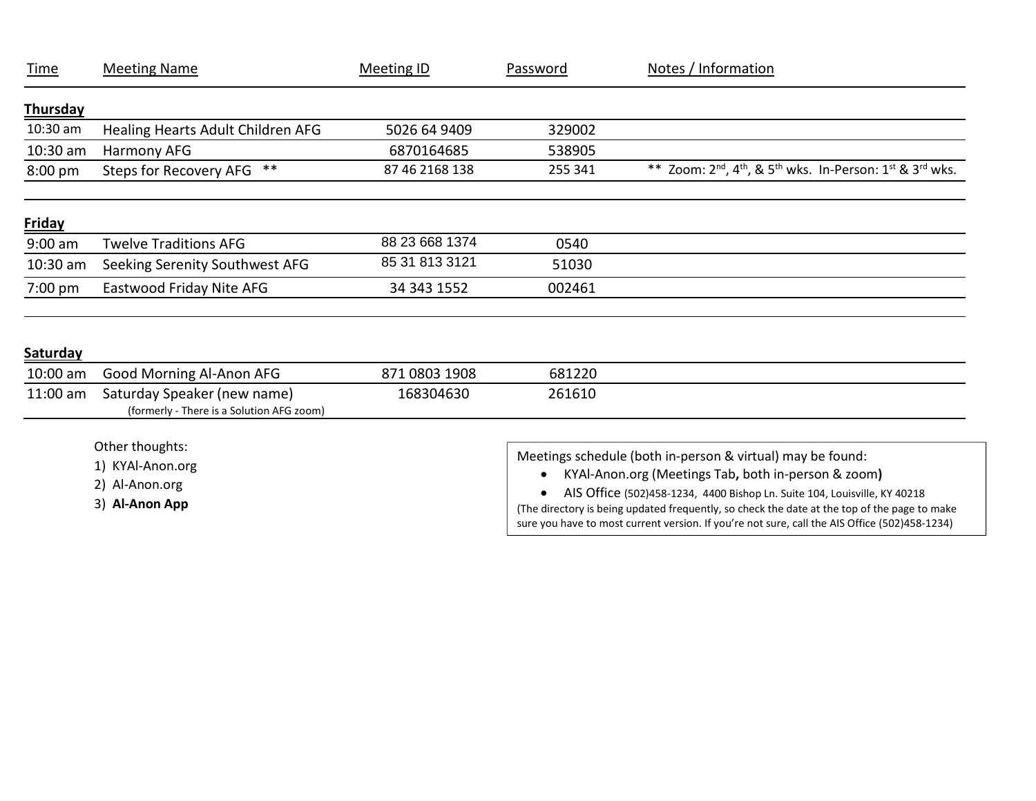| Time | Meeting Name | Meeting ID | Password | Notes / Information |
|---|---|---|---|---|
| **Thursday** | | | | |
| 10:30 am | Healing Hearts Adult Children AFG | 5026 64 9409 | 329002 | |
| 10:30 am | Harmony AFG | 6870164685 | 538905 | |
| 8:00 pm | Steps for Recovery AFG ** | 87 46 2168 138 | 255 341 | ** Zoom: 2nd, 4th, & 5th wks. In-Person: 1st & 3rd wks. |
| **Friday** | | | | |
| 9:00 am | Twelve Traditions AFG | 88 23 668 1374 | 0540 | |
| 10:30 am | Seeking Serenity Southwest AFG | 85 31 813 3121 | 51030 | |
| 7:00 pm | Eastwood Friday Nite AFG | 34 343 1552 | 002461 | |
| **Saturday** | | | | |
| 10:00 am | Good Morning Al-Anon AFG | 871 0803 1908 | 681220 | |
| 11:00 am | Saturday Speaker (new name) (formerly - There is a Solution AFG zoom) | 168304630 | 261610 | |

Other thoughts:

1) KYAl-Anon.org
2) Al-Anon.org
3) **Al-Anon App**

Meetings schedule (both in-person & virtual) may be found:

- KYAl-Anon.org (Meetings Tab**,** both in-person & zoom**)**
- AIS Office (502)458-1234, 4400 Bishop Ln. Suite 104, Louisville, KY 40218

(The directory is being updated frequently, so check the date at the top of the page to make sure you have to most current version. If you're not sure, call the AIS Office (502)458-1234)